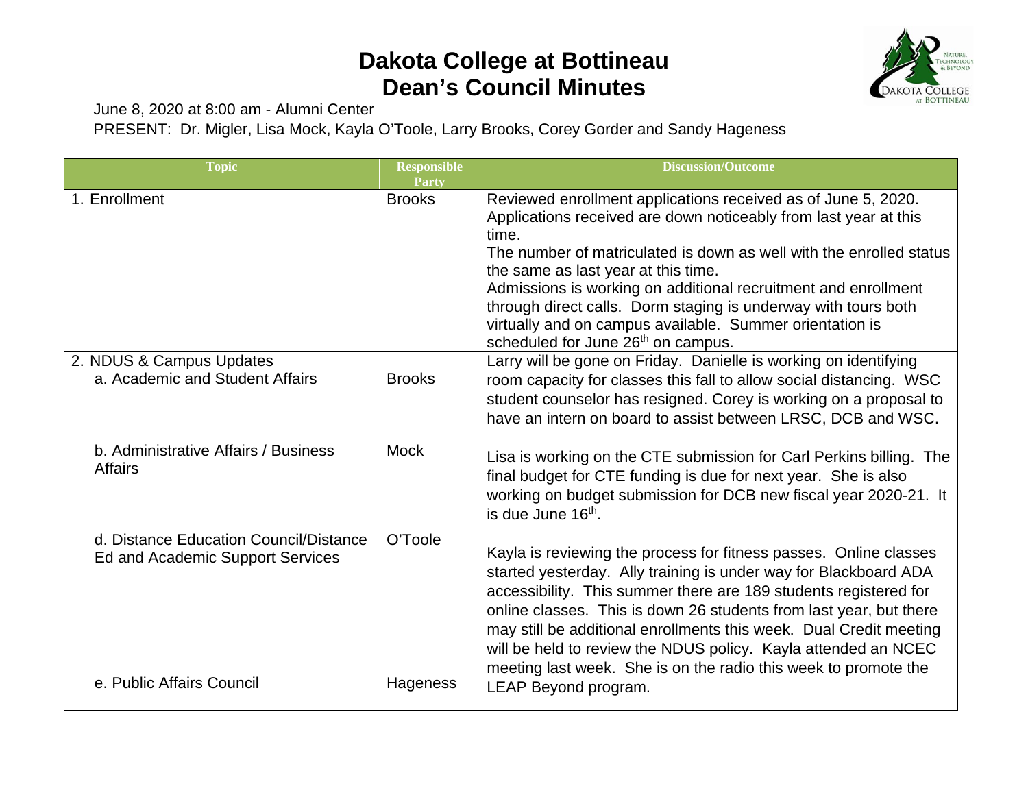# Dakota College at Bottineau
# Dean's Council Minutes

June 8, 2020 at 8:00 am - Alumni Center

PRESENT: Dr. Migler, Lisa Mock, Kayla O'Toole, Larry Brooks, Corey Gorder and Sandy Hageness

| Topic | Responsible Party | Discussion/Outcome |
|---|---|---|
| 1. Enrollment | Brooks | Reviewed enrollment applications received as of June 5, 2020. Applications received are down noticeably from last year at this time. The number of matriculated is down as well with the enrolled status the same as last year at this time. Admissions is working on additional recruitment and enrollment through direct calls. Dorm staging is underway with tours both virtually and on campus available. Summer orientation is scheduled for June 26th on campus. |
| 2. NDUS & Campus Updates<br>a. Academic and Student Affairs | Brooks | Larry will be gone on Friday. Danielle is working on identifying room capacity for classes this fall to allow social distancing. WSC student counselor has resigned. Corey is working on a proposal to have an intern on board to assist between LRSC, DCB and WSC. |
| b. Administrative Affairs / Business Affairs | Mock | Lisa is working on the CTE submission for Carl Perkins billing. The final budget for CTE funding is due for next year. She is also working on budget submission for DCB new fiscal year 2020-21. It is due June 16th. |
| d. Distance Education Council/Distance Ed and Academic Support Services | O'Toole | Kayla is reviewing the process for fitness passes. Online classes started yesterday. Ally training is under way for Blackboard ADA accessibility. This summer there are 189 students registered for online classes. This is down 26 students from last year, but there may still be additional enrollments this week. Dual Credit meeting will be held to review the NDUS policy. Kayla attended an NCEC meeting last week. She is on the radio this week to promote the LEAP Beyond program. |
| e. Public Affairs Council | Hageness | |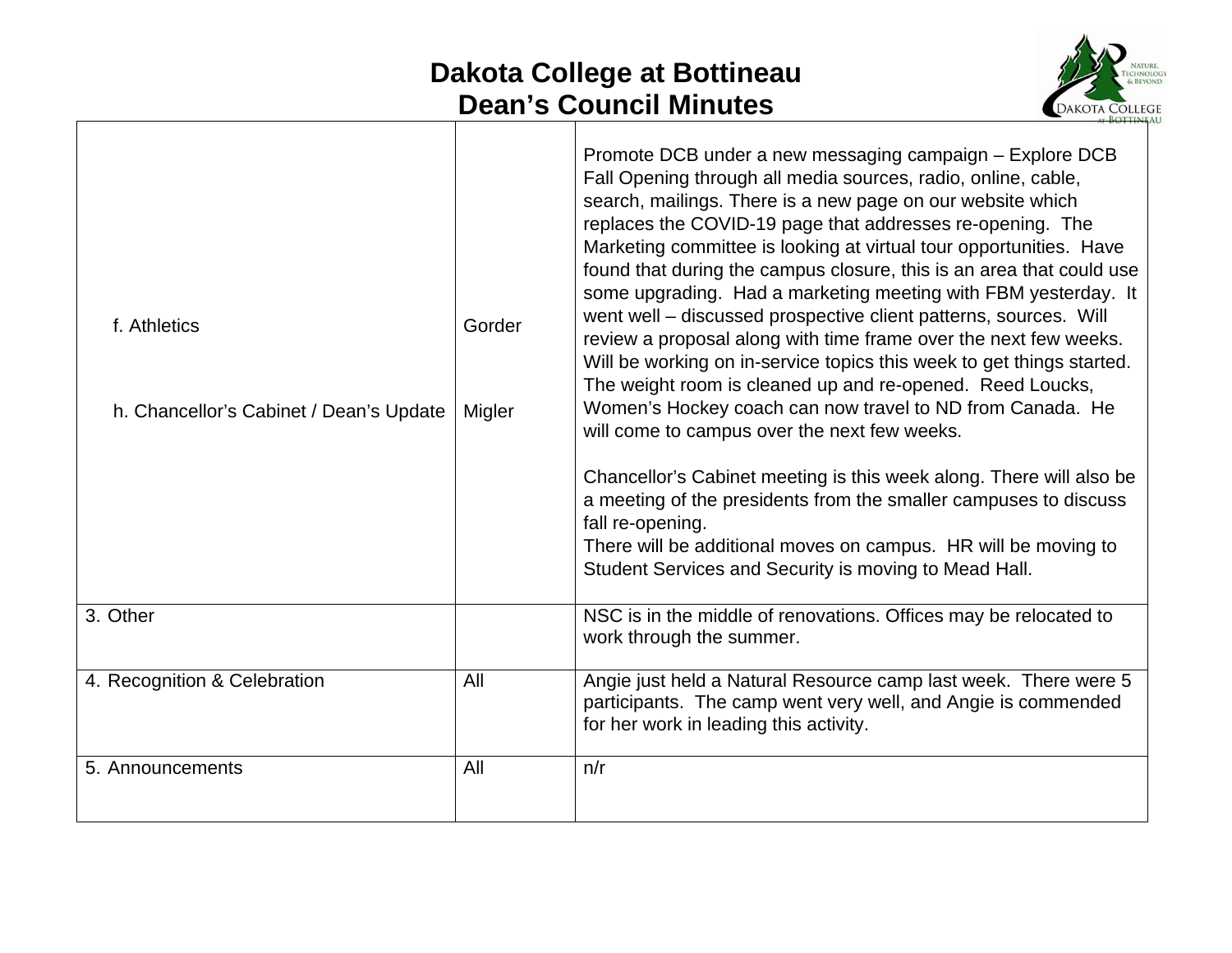# Dakota College at Bottineau
# Dean's Council Minutes

| | | |
|---|---|---|
| f. Athletics<br><br>h. Chancellor's Cabinet / Dean's Update | Gorder<br><br>Migler | Promote DCB under a new messaging campaign – Explore DCB Fall Opening through all media sources, radio, online, cable, search, mailings. There is a new page on our website which replaces the COVID-19 page that addresses re-opening. The Marketing committee is looking at virtual tour opportunities. Have found that during the campus closure, this is an area that could use some upgrading. Had a marketing meeting with FBM yesterday. It went well – discussed prospective client patterns, sources. Will review a proposal along with time frame over the next few weeks. Will be working on in-service topics this week to get things started. The weight room is cleaned up and re-opened. Reed Loucks, Women's Hockey coach can now travel to ND from Canada. He will come to campus over the next few weeks.<br><br>Chancellor's Cabinet meeting is this week along. There will also be a meeting of the presidents from the smaller campuses to discuss fall re-opening.<br>There will be additional moves on campus. HR will be moving to Student Services and Security is moving to Mead Hall. |
| 3. Other | | NSC is in the middle of renovations. Offices may be relocated to work through the summer. |
| 4. Recognition & Celebration | All | Angie just held a Natural Resource camp last week. There were 5 participants. The camp went very well, and Angie is commended for her work in leading this activity. |
| 5. Announcements | All | n/r |